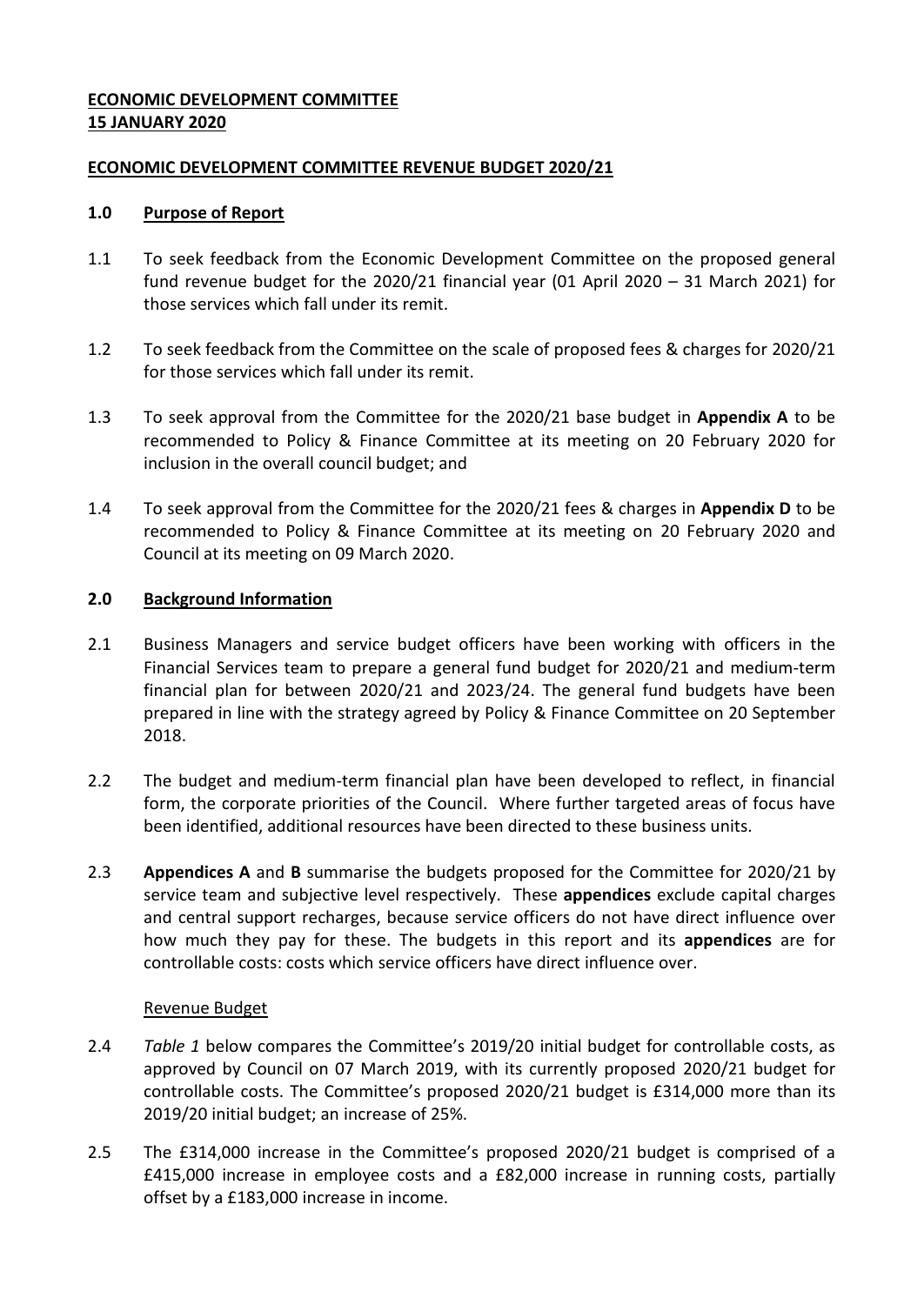**ECONOMIC DEVELOPMENT COMMITTEE**
**15 JANUARY 2020**

**ECONOMIC DEVELOPMENT COMMITTEE REVENUE BUDGET 2020/21**

## 1.0 Purpose of Report

1.1 To seek feedback from the Economic Development Committee on the proposed general fund revenue budget for the 2020/21 financial year (01 April 2020 – 31 March 2021) for those services which fall under its remit.

1.2 To seek feedback from the Committee on the scale of proposed fees & charges for 2020/21 for those services which fall under its remit.

1.3 To seek approval from the Committee for the 2020/21 base budget in **Appendix A** to be recommended to Policy & Finance Committee at its meeting on 20 February 2020 for inclusion in the overall council budget; and

1.4 To seek approval from the Committee for the 2020/21 fees & charges in **Appendix D** to be recommended to Policy & Finance Committee at its meeting on 20 February 2020 and Council at its meeting on 09 March 2020.

## 2.0 Background Information

2.1 Business Managers and service budget officers have been working with officers in the Financial Services team to prepare a general fund budget for 2020/21 and medium-term financial plan for between 2020/21 and 2023/24. The general fund budgets have been prepared in line with the strategy agreed by Policy & Finance Committee on 20 September 2018.

2.2 The budget and medium-term financial plan have been developed to reflect, in financial form, the corporate priorities of the Council. Where further targeted areas of focus have been identified, additional resources have been directed to these business units.

2.3 **Appendices A** and **B** summarise the budgets proposed for the Committee for 2020/21 by service team and subjective level respectively. These **appendices** exclude capital charges and central support recharges, because service officers do not have direct influence over how much they pay for these. The budgets in this report and its **appendices** are for controllable costs: costs which service officers have direct influence over.

### Revenue Budget

2.4 *Table 1* below compares the Committee's 2019/20 initial budget for controllable costs, as approved by Council on 07 March 2019, with its currently proposed 2020/21 budget for controllable costs. The Committee's proposed 2020/21 budget is £314,000 more than its 2019/20 initial budget; an increase of 25%.

2.5 The £314,000 increase in the Committee's proposed 2020/21 budget is comprised of a £415,000 increase in employee costs and a £82,000 increase in running costs, partially offset by a £183,000 increase in income.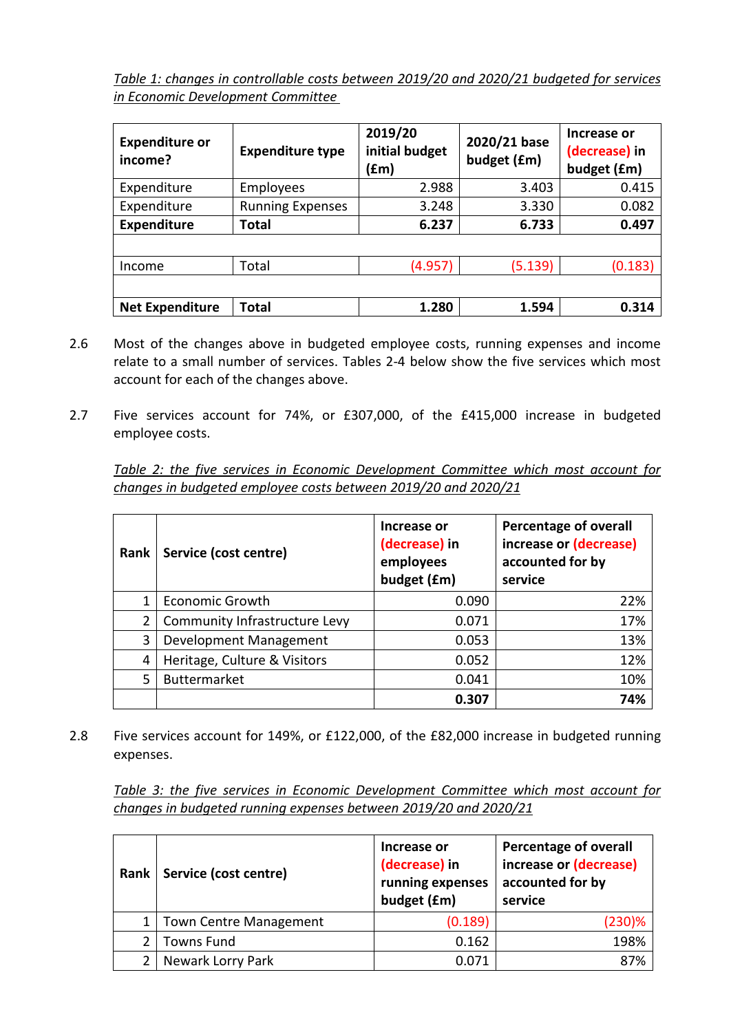*Table 1: changes in controllable costs between 2019/20 and 2020/21 budgeted for services in Economic Development Committee*

| Expenditure or income? | Expenditure type | 2019/20 initial budget (£m) | 2020/21 base budget (£m) | Increase or (decrease) in budget (£m) |
|---|---|---|---|---|
| Expenditure | Employees | 2.988 | 3.403 | 0.415 |
| Expenditure | Running Expenses | 3.248 | 3.330 | 0.082 |
| **Expenditure** | **Total** | **6.237** | **6.733** | **0.497** |
| | | | | |
| Income | Total | (4.957) | (5.139) | (0.183) |
| | | | | |
| **Net Expenditure** | **Total** | **1.280** | **1.594** | **0.314** |

2.6 Most of the changes above in budgeted employee costs, running expenses and income relate to a small number of services. Tables 2-4 below show the five services which most account for each of the changes above.

2.7 Five services account for 74%, or £307,000, of the £415,000 increase in budgeted employee costs.

*Table 2: the five services in Economic Development Committee which most account for changes in budgeted employee costs between 2019/20 and 2020/21*

| Rank | Service (cost centre) | Increase or (decrease) in employees budget (£m) | Percentage of overall increase or (decrease) accounted for by service |
|---|---|---|---|
| 1 | Economic Growth | 0.090 | 22% |
| 2 | Community Infrastructure Levy | 0.071 | 17% |
| 3 | Development Management | 0.053 | 13% |
| 4 | Heritage, Culture & Visitors | 0.052 | 12% |
| 5 | Buttermarket | 0.041 | 10% |
| | | **0.307** | **74%** |

2.8 Five services account for 149%, or £122,000, of the £82,000 increase in budgeted running expenses.

*Table 3: the five services in Economic Development Committee which most account for changes in budgeted running expenses between 2019/20 and 2020/21*

| Rank | Service (cost centre) | Increase or (decrease) in running expenses budget (£m) | Percentage of overall increase or (decrease) accounted for by service |
|---|---|---|---|
| 1 | Town Centre Management | (0.189) | (230)% |
| 2 | Towns Fund | 0.162 | 198% |
| 2 | Newark Lorry Park | 0.071 | 87% |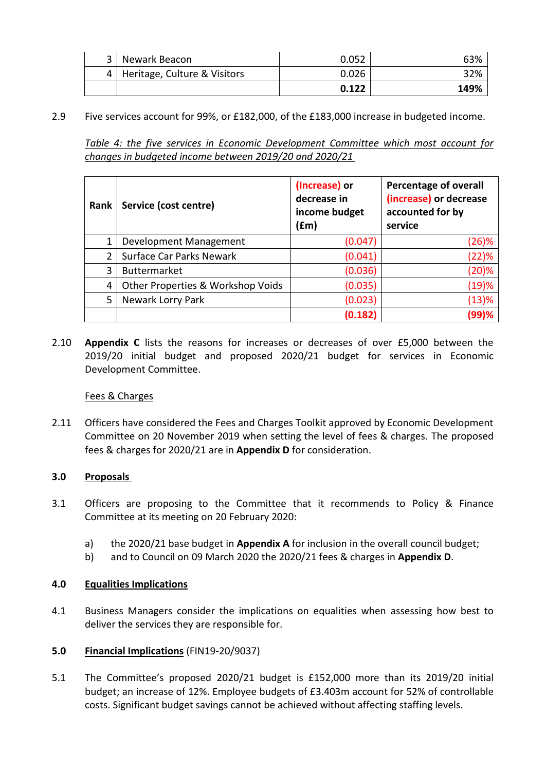| 3 | Newark Beacon | 0.052 | 63% |
|---|---|---|---|
| 4 | Heritage, Culture & Visitors | 0.026 | 32% |
| | | **0.122** | **149%** |

2.9 Five services account for 99%, or £182,000, of the £183,000 increase in budgeted income.

*Table 4: the five services in Economic Development Committee which most account for changes in budgeted income between 2019/20 and 2020/21*

| Rank | Service (cost centre) | (Increase) or decrease in income budget (£m) | Percentage of overall (increase) or decrease accounted for by service |
|---|---|---|---|
| 1 | Development Management | (0.047) | (26)% |
| 2 | Surface Car Parks Newark | (0.041) | (22)% |
| 3 | Buttermarket | (0.036) | (20)% |
| 4 | Other Properties & Workshop Voids | (0.035) | (19)% |
| 5 | Newark Lorry Park | (0.023) | (13)% |
| | | **(0.182)** | **(99)%** |

2.10 **Appendix C** lists the reasons for increases or decreases of over £5,000 between the 2019/20 initial budget and proposed 2020/21 budget for services in Economic Development Committee.

Fees & Charges

2.11 Officers have considered the Fees and Charges Toolkit approved by Economic Development Committee on 20 November 2019 when setting the level of fees & charges. The proposed fees & charges for 2020/21 are in **Appendix D** for consideration.

## 3.0 Proposals

3.1 Officers are proposing to the Committee that it recommends to Policy & Finance Committee at its meeting on 20 February 2020:

a) the 2020/21 base budget in **Appendix A** for inclusion in the overall council budget;
b) and to Council on 09 March 2020 the 2020/21 fees & charges in **Appendix D**.

## 4.0 Equalities Implications

4.1 Business Managers consider the implications on equalities when assessing how best to deliver the services they are responsible for.

## 5.0 Financial Implications (FIN19-20/9037)

5.1 The Committee's proposed 2020/21 budget is £152,000 more than its 2019/20 initial budget; an increase of 12%. Employee budgets of £3.403m account for 52% of controllable costs. Significant budget savings cannot be achieved without affecting staffing levels.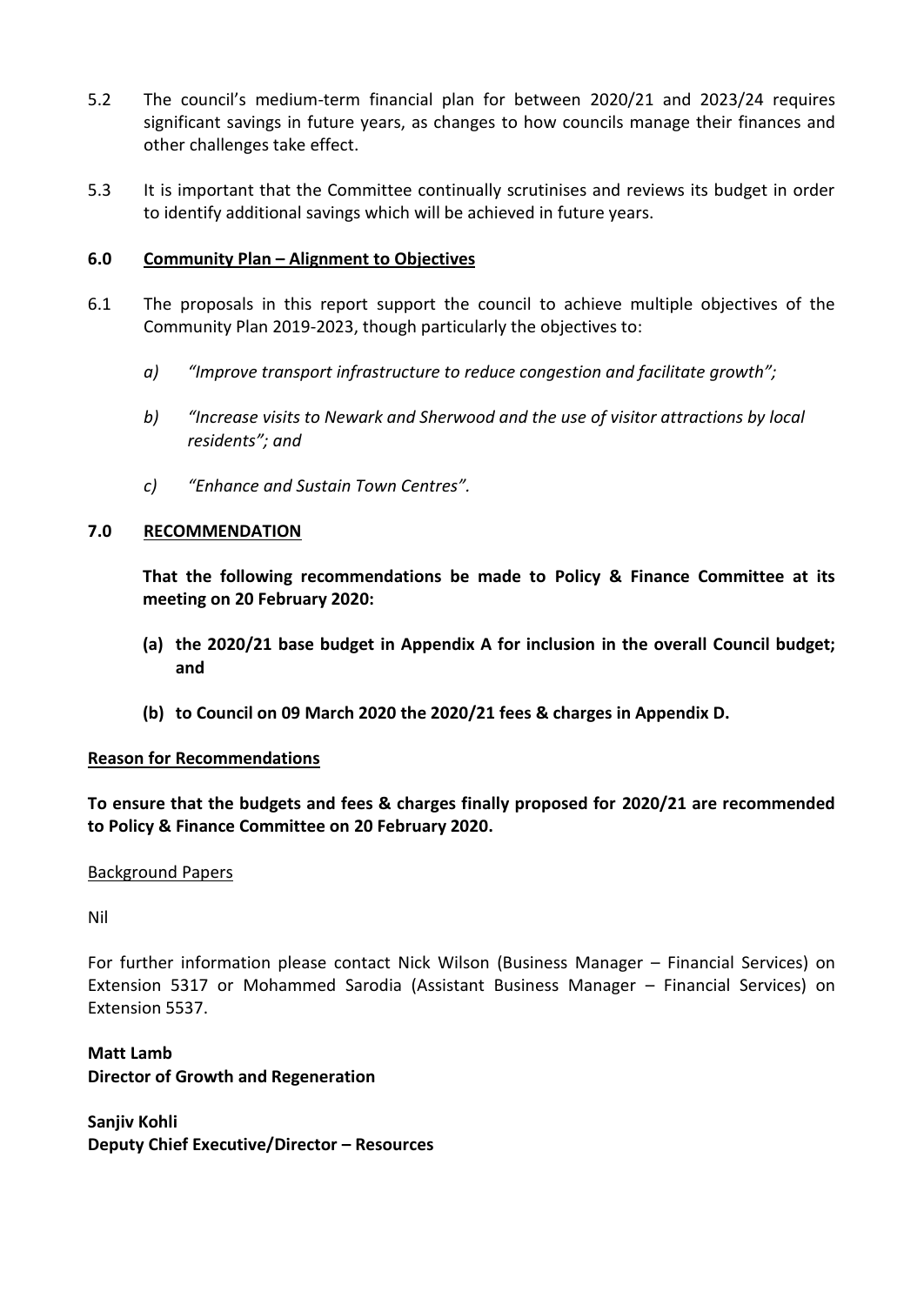5.2 The council's medium-term financial plan for between 2020/21 and 2023/24 requires significant savings in future years, as changes to how councils manage their finances and other challenges take effect.

5.3 It is important that the Committee continually scrutinises and reviews its budget in order to identify additional savings which will be achieved in future years.

## 6.0 Community Plan – Alignment to Objectives

6.1 The proposals in this report support the council to achieve multiple objectives of the Community Plan 2019-2023, though particularly the objectives to:

*a) "Improve transport infrastructure to reduce congestion and facilitate growth";*

*b) "Increase visits to Newark and Sherwood and the use of visitor attractions by local residents"; and*

*c) "Enhance and Sustain Town Centres".*

## 7.0 RECOMMENDATION

**That the following recommendations be made to Policy & Finance Committee at its meeting on 20 February 2020:**

**(a) the 2020/21 base budget in Appendix A for inclusion in the overall Council budget; and**

**(b) to Council on 09 March 2020 the 2020/21 fees & charges in Appendix D.**

**Reason for Recommendations**

**To ensure that the budgets and fees & charges finally proposed for 2020/21 are recommended to Policy & Finance Committee on 20 February 2020.**

Background Papers

Nil

For further information please contact Nick Wilson (Business Manager – Financial Services) on Extension 5317 or Mohammed Sarodia (Assistant Business Manager – Financial Services) on Extension 5537.

**Matt Lamb**
**Director of Growth and Regeneration**

**Sanjiv Kohli**
**Deputy Chief Executive/Director – Resources**